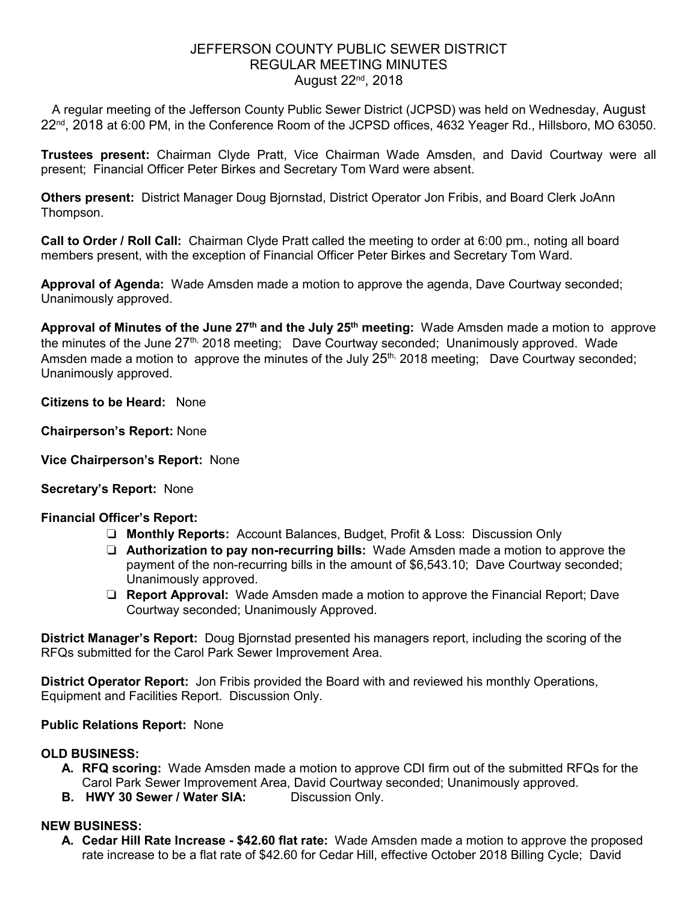# JEFFERSON COUNTY PUBLIC SEWER DISTRICT
## REGULAR MEETING MINUTES
### August 22nd, 2018

A regular meeting of the Jefferson County Public Sewer District (JCPSD) was held on Wednesday, August 22nd, 2018 at 6:00 PM, in the Conference Room of the JCPSD offices, 4632 Yeager Rd., Hillsboro, MO 63050.

**Trustees present:** Chairman Clyde Pratt, Vice Chairman Wade Amsden, and David Courtway were all present; Financial Officer Peter Birkes and Secretary Tom Ward were absent.

**Others present:** District Manager Doug Bjornstad, District Operator Jon Fribis, and Board Clerk JoAnn Thompson.

**Call to Order / Roll Call:** Chairman Clyde Pratt called the meeting to order at 6:00 pm., noting all board members present, with the exception of Financial Officer Peter Birkes and Secretary Tom Ward.

**Approval of Agenda:** Wade Amsden made a motion to approve the agenda, Dave Courtway seconded; Unanimously approved.

**Approval of Minutes of the June 27th and the July 25th meeting:** Wade Amsden made a motion to approve the minutes of the June 27th, 2018 meeting; Dave Courtway seconded; Unanimously approved. Wade Amsden made a motion to approve the minutes of the July 25th, 2018 meeting; Dave Courtway seconded; Unanimously approved.

**Citizens to be Heard:** None

**Chairperson's Report:** None

**Vice Chairperson's Report:** None

**Secretary's Report:** None

**Financial Officer's Report:**

- **Monthly Reports:** Account Balances, Budget, Profit & Loss: Discussion Only
- **Authorization to pay non-recurring bills:** Wade Amsden made a motion to approve the payment of the non-recurring bills in the amount of $6,543.10; Dave Courtway seconded; Unanimously approved.
- **Report Approval:** Wade Amsden made a motion to approve the Financial Report; Dave Courtway seconded; Unanimously Approved.

**District Manager's Report:** Doug Bjornstad presented his managers report, including the scoring of the RFQs submitted for the Carol Park Sewer Improvement Area.

**District Operator Report:** Jon Fribis provided the Board with and reviewed his monthly Operations, Equipment and Facilities Report. Discussion Only.

**Public Relations Report:** None

**OLD BUSINESS:**

A. **RFQ scoring:** Wade Amsden made a motion to approve CDI firm out of the submitted RFQs for the Carol Park Sewer Improvement Area, David Courtway seconded; Unanimously approved.
B. **HWY 30 Sewer / Water SIA:** Discussion Only.

**NEW BUSINESS:**

A. **Cedar Hill Rate Increase - $42.60 flat rate:** Wade Amsden made a motion to approve the proposed rate increase to be a flat rate of $42.60 for Cedar Hill, effective October 2018 Billing Cycle; David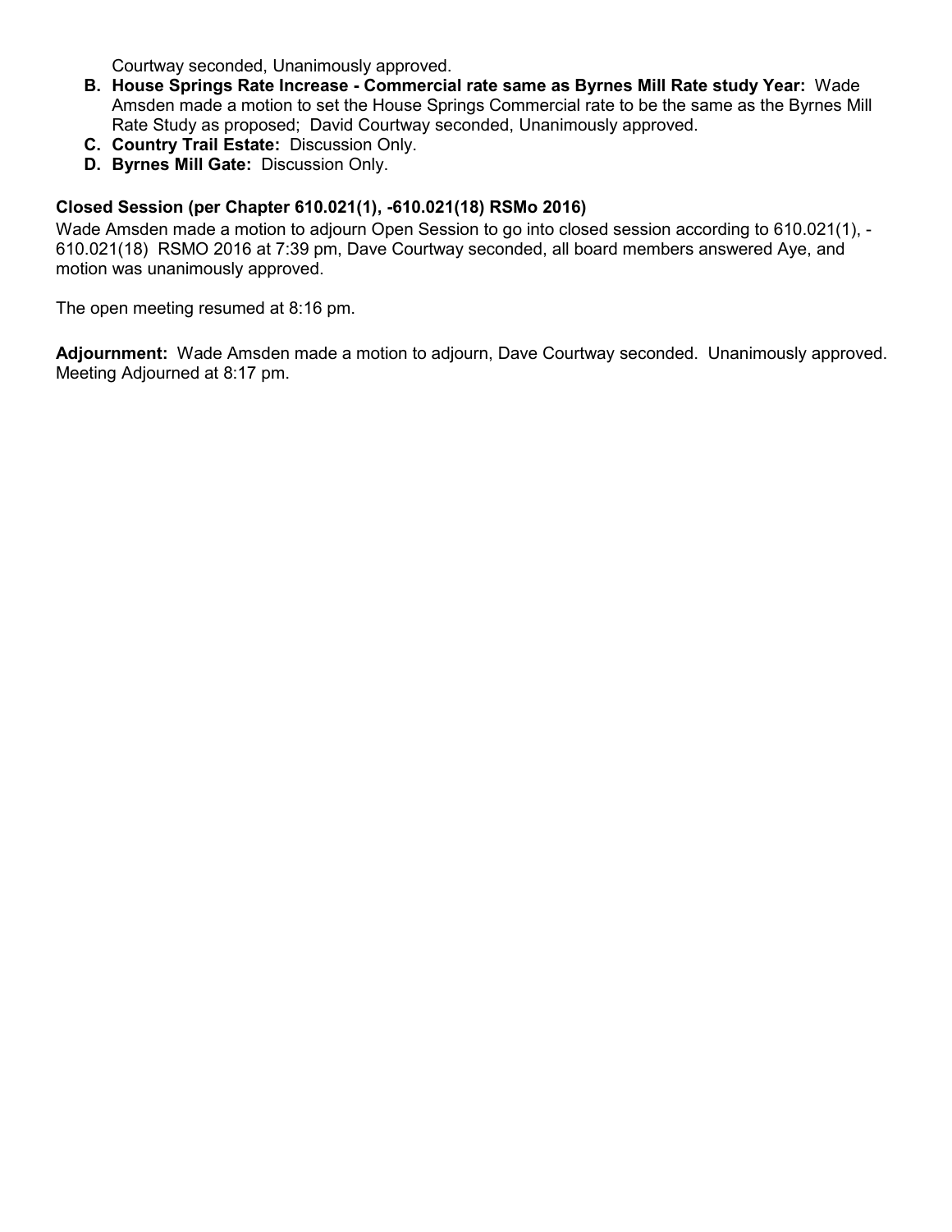Courtway seconded, Unanimously approved.

B. **House Springs Rate Increase - Commercial rate same as Byrnes Mill Rate study Year:** Wade Amsden made a motion to set the House Springs Commercial rate to be the same as the Byrnes Mill Rate Study as proposed; David Courtway seconded, Unanimously approved.
C. **Country Trail Estate:** Discussion Only.
D. **Byrnes Mill Gate:** Discussion Only.

**Closed Session (per Chapter 610.021(1), -610.021(18) RSMo 2016)**

Wade Amsden made a motion to adjourn Open Session to go into closed session according to 610.021(1), -610.021(18) RSMO 2016 at 7:39 pm, Dave Courtway seconded, all board members answered Aye, and motion was unanimously approved.

The open meeting resumed at 8:16 pm.

**Adjournment:** Wade Amsden made a motion to adjourn, Dave Courtway seconded. Unanimously approved. Meeting Adjourned at 8:17 pm.